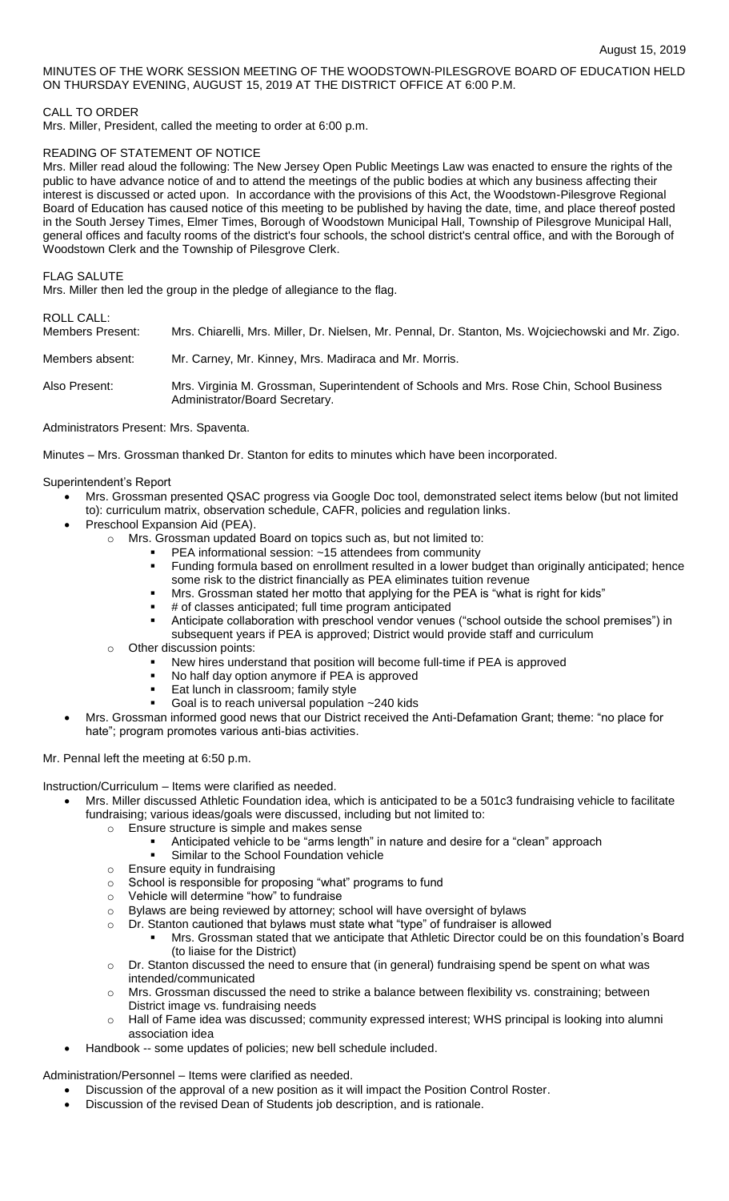August 15, 2019

MINUTES OF THE WORK SESSION MEETING OF THE WOODSTOWN-PILESGROVE BOARD OF EDUCATION HELD ON THURSDAY EVENING, AUGUST 15, 2019 AT THE DISTRICT OFFICE AT 6:00 P.M.

## CALL TO ORDER

Mrs. Miller, President, called the meeting to order at 6:00 p.m.

## READING OF STATEMENT OF NOTICE

Mrs. Miller read aloud the following: The New Jersey Open Public Meetings Law was enacted to ensure the rights of the public to have advance notice of and to attend the meetings of the public bodies at which any business affecting their interest is discussed or acted upon. In accordance with the provisions of this Act, the Woodstown-Pilesgrove Regional Board of Education has caused notice of this meeting to be published by having the date, time, and place thereof posted in the South Jersey Times, Elmer Times, Borough of Woodstown Municipal Hall, Township of Pilesgrove Municipal Hall, general offices and faculty rooms of the district's four schools, the school district's central office, and with the Borough of Woodstown Clerk and the Township of Pilesgrove Clerk.

## FLAG SALUTE

Mrs. Miller then led the group in the pledge of allegiance to the flag.

## ROLL CALL:

| | |
|---|---|
| Members Present: | Mrs. Chiarelli, Mrs. Miller, Dr. Nielsen, Mr. Pennal, Dr. Stanton, Ms. Wojciechowski and Mr. Zigo. |
| Members absent: | Mr. Carney, Mr. Kinney, Mrs. Madiraca and Mr. Morris. |
| Also Present: | Mrs. Virginia M. Grossman, Superintendent of Schools and Mrs. Rose Chin, School Business Administrator/Board Secretary. |

Administrators Present: Mrs. Spaventa.

Minutes – Mrs. Grossman thanked Dr. Stanton for edits to minutes which have been incorporated.

Superintendent's Report

- Mrs. Grossman presented QSAC progress via Google Doc tool, demonstrated select items below (but not limited to): curriculum matrix, observation schedule, CAFR, policies and regulation links.
- Preschool Expansion Aid (PEA).
  - Mrs. Grossman updated Board on topics such as, but not limited to:
    - PEA informational session: ~15 attendees from community
    - Funding formula based on enrollment resulted in a lower budget than originally anticipated; hence some risk to the district financially as PEA eliminates tuition revenue
    - Mrs. Grossman stated her motto that applying for the PEA is "what is right for kids"
    - # of classes anticipated; full time program anticipated
    - Anticipate collaboration with preschool vendor venues ("school outside the school premises") in subsequent years if PEA is approved; District would provide staff and curriculum
  - Other discussion points:
    - New hires understand that position will become full-time if PEA is approved
    - No half day option anymore if PEA is approved
    - Eat lunch in classroom; family style
    - Goal is to reach universal population ~240 kids
- Mrs. Grossman informed good news that our District received the Anti-Defamation Grant; theme: "no place for hate"; program promotes various anti-bias activities.

Mr. Pennal left the meeting at 6:50 p.m.

Instruction/Curriculum – Items were clarified as needed.

- Mrs. Miller discussed Athletic Foundation idea, which is anticipated to be a 501c3 fundraising vehicle to facilitate fundraising; various ideas/goals were discussed, including but not limited to:
  - Ensure structure is simple and makes sense
    - Anticipated vehicle to be "arms length" in nature and desire for a "clean" approach
    - Similar to the School Foundation vehicle
  - Ensure equity in fundraising
  - School is responsible for proposing "what" programs to fund
  - Vehicle will determine "how" to fundraise
  - Bylaws are being reviewed by attorney; school will have oversight of bylaws
  - Dr. Stanton cautioned that bylaws must state what "type" of fundraiser is allowed
    - Mrs. Grossman stated that we anticipate that Athletic Director could be on this foundation's Board (to liaise for the District)
  - Dr. Stanton discussed the need to ensure that (in general) fundraising spend be spent on what was intended/communicated
  - Mrs. Grossman discussed the need to strike a balance between flexibility vs. constraining; between District image vs. fundraising needs
  - Hall of Fame idea was discussed; community expressed interest; WHS principal is looking into alumni association idea
- Handbook -- some updates of policies; new bell schedule included.

Administration/Personnel – Items were clarified as needed.

- Discussion of the approval of a new position as it will impact the Position Control Roster.
- Discussion of the revised Dean of Students job description, and is rationale.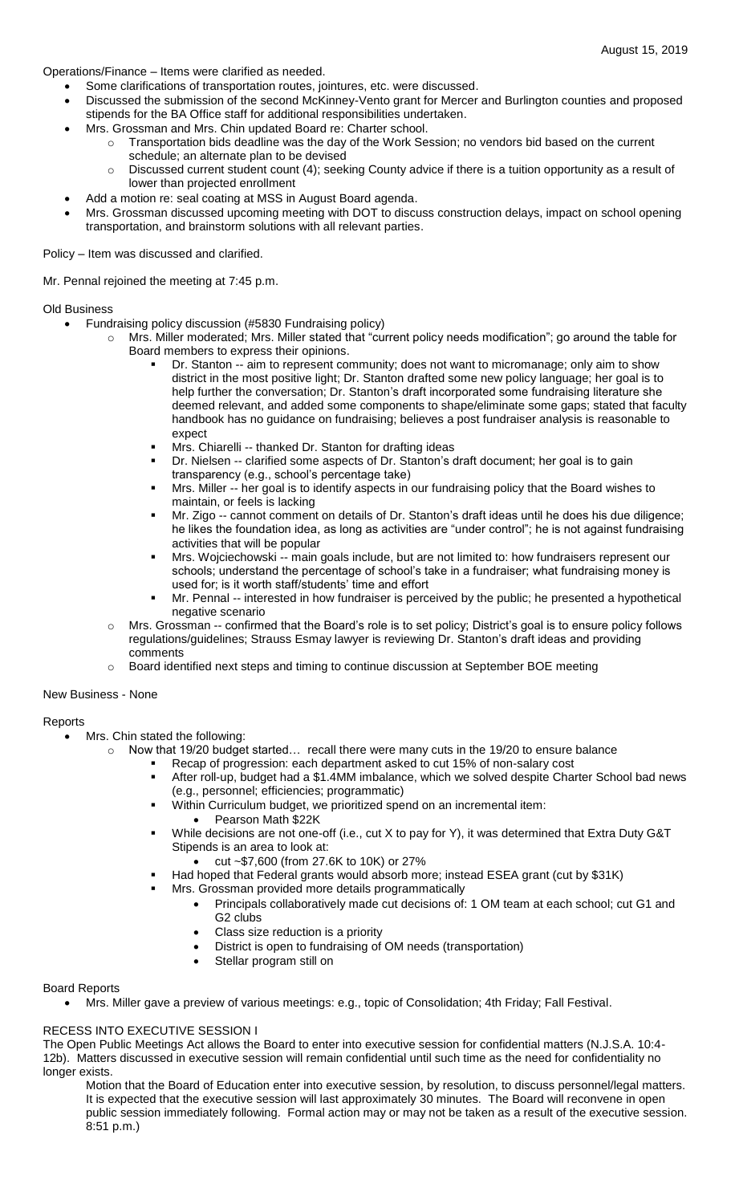Operations/Finance – Items were clarified as needed.

- Some clarifications of transportation routes, jointures, etc. were discussed.
- Discussed the submission of the second McKinney-Vento grant for Mercer and Burlington counties and proposed stipends for the BA Office staff for additional responsibilities undertaken.
- Mrs. Grossman and Mrs. Chin updated Board re: Charter school.
  - Transportation bids deadline was the day of the Work Session; no vendors bid based on the current schedule; an alternate plan to be devised
  - Discussed current student count (4); seeking County advice if there is a tuition opportunity as a result of lower than projected enrollment
- Add a motion re: seal coating at MSS in August Board agenda.
- Mrs. Grossman discussed upcoming meeting with DOT to discuss construction delays, impact on school opening transportation, and brainstorm solutions with all relevant parties.

Policy – Item was discussed and clarified.

Mr. Pennal rejoined the meeting at 7:45 p.m.

Old Business

- Fundraising policy discussion (#5830 Fundraising policy)
  - Mrs. Miller moderated; Mrs. Miller stated that "current policy needs modification"; go around the table for Board members to express their opinions.
    - Dr. Stanton -- aim to represent community; does not want to micromanage; only aim to show district in the most positive light; Dr. Stanton drafted some new policy language; her goal is to help further the conversation; Dr. Stanton's draft incorporated some fundraising literature she deemed relevant, and added some components to shape/eliminate some gaps; stated that faculty handbook has no guidance on fundraising; believes a post fundraiser analysis is reasonable to expect
    - Mrs. Chiarelli -- thanked Dr. Stanton for drafting ideas
    - Dr. Nielsen -- clarified some aspects of Dr. Stanton's draft document; her goal is to gain transparency (e.g., school's percentage take)
    - Mrs. Miller -- her goal is to identify aspects in our fundraising policy that the Board wishes to maintain, or feels is lacking
    - Mr. Zigo -- cannot comment on details of Dr. Stanton's draft ideas until he does his due diligence; he likes the foundation idea, as long as activities are "under control"; he is not against fundraising activities that will be popular
    - Mrs. Wojciechowski -- main goals include, but are not limited to: how fundraisers represent our schools; understand the percentage of school's take in a fundraiser; what fundraising money is used for; is it worth staff/students' time and effort
    - Mr. Pennal -- interested in how fundraiser is perceived by the public; he presented a hypothetical negative scenario
  - Mrs. Grossman -- confirmed that the Board's role is to set policy; District's goal is to ensure policy follows regulations/guidelines; Strauss Esmay lawyer is reviewing Dr. Stanton's draft ideas and providing comments
  - Board identified next steps and timing to continue discussion at September BOE meeting

New Business - None

Reports

- Mrs. Chin stated the following:
  - Now that 19/20 budget started… recall there were many cuts in the 19/20 to ensure balance
    - Recap of progression: each department asked to cut 15% of non-salary cost
    - After roll-up, budget had a $1.4MM imbalance, which we solved despite Charter School bad news (e.g., personnel; efficiencies; programmatic)
    - Within Curriculum budget, we prioritized spend on an incremental item:
      - Pearson Math $22K
    - While decisions are not one-off (i.e., cut X to pay for Y), it was determined that Extra Duty G&T Stipends is an area to look at:
      - cut ~$7,600 (from 27.6K to 10K) or 27%
    - Had hoped that Federal grants would absorb more; instead ESEA grant (cut by $31K)
    - Mrs. Grossman provided more details programmatically
      - Principals collaboratively made cut decisions of: 1 OM team at each school; cut G1 and G2 clubs
      - Class size reduction is a priority
      - District is open to fundraising of OM needs (transportation)
      - Stellar program still on

Board Reports

- Mrs. Miller gave a preview of various meetings: e.g., topic of Consolidation; 4th Friday; Fall Festival.

RECESS INTO EXECUTIVE SESSION I

The Open Public Meetings Act allows the Board to enter into executive session for confidential matters (N.J.S.A. 10:4-12b). Matters discussed in executive session will remain confidential until such time as the need for confidentiality no longer exists.

Motion that the Board of Education enter into executive session, by resolution, to discuss personnel/legal matters. It is expected that the executive session will last approximately 30 minutes. The Board will reconvene in open public session immediately following. Formal action may or may not be taken as a result of the executive session. 8:51 p.m.)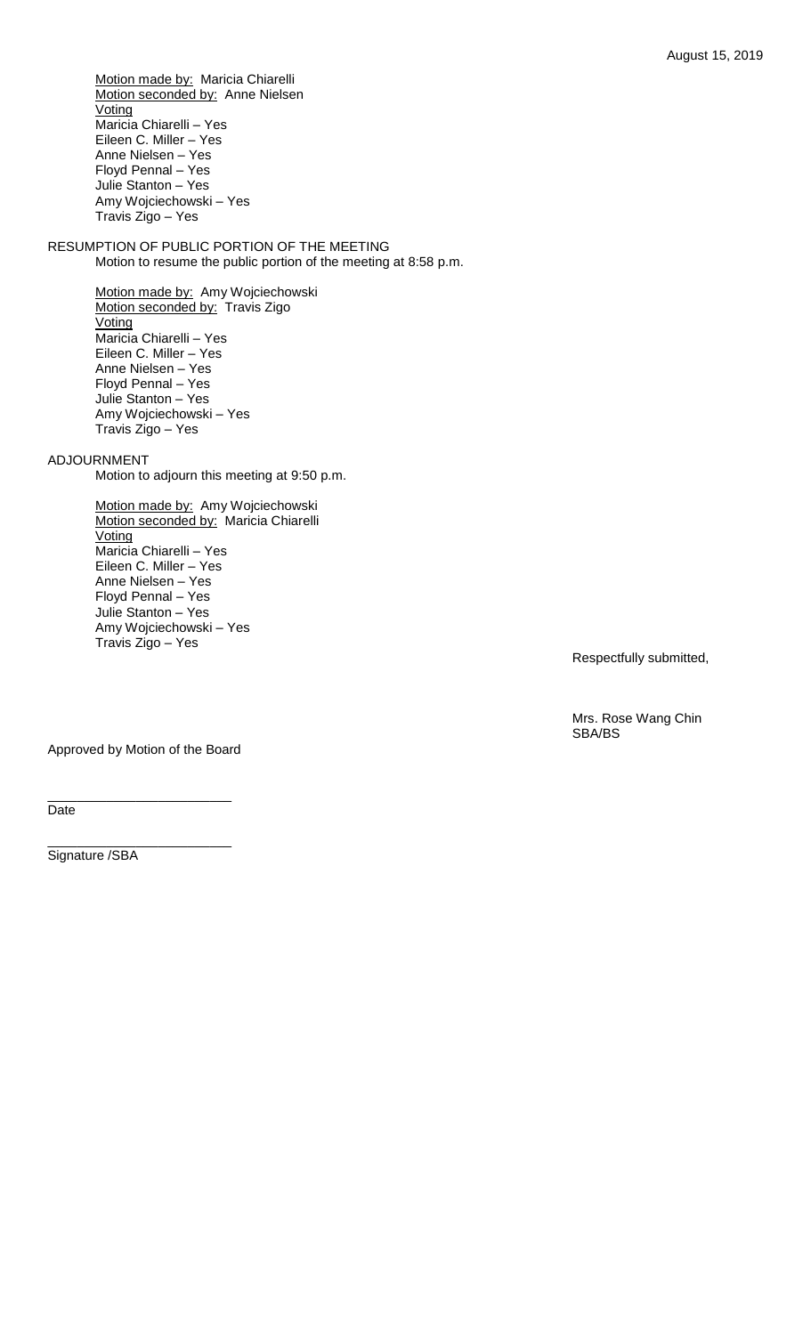Motion made by: Maricia Chiarelli
Motion seconded by: Anne Nielsen
Voting
Maricia Chiarelli – Yes
Eileen C. Miller – Yes
Anne Nielsen – Yes
Floyd Pennal – Yes
Julie Stanton – Yes
Amy Wojciechowski – Yes
Travis Zigo – Yes

RESUMPTION OF PUBLIC PORTION OF THE MEETING

Motion to resume the public portion of the meeting at 8:58 p.m.

Motion made by: Amy Wojciechowski
Motion seconded by: Travis Zigo
Voting
Maricia Chiarelli – Yes
Eileen C. Miller – Yes
Anne Nielsen – Yes
Floyd Pennal – Yes
Julie Stanton – Yes
Amy Wojciechowski – Yes
Travis Zigo – Yes

ADJOURNMENT

Motion to adjourn this meeting at 9:50 p.m.

Motion made by: Amy Wojciechowski
Motion seconded by: Maricia Chiarelli
Voting
Maricia Chiarelli – Yes
Eileen C. Miller – Yes
Anne Nielsen – Yes
Floyd Pennal – Yes
Julie Stanton – Yes
Amy Wojciechowski – Yes
Travis Zigo – Yes

Respectfully submitted,

Mrs. Rose Wang Chin
SBA/BS

Approved by Motion of the Board

\_\_\_\_\_\_\_\_\_\_\_\_\_\_\_\_\_\_\_\_\_\_\_\_\_\_
Date

\_\_\_\_\_\_\_\_\_\_\_\_\_\_\_\_\_\_\_\_\_\_\_\_\_\_
Signature /SBA